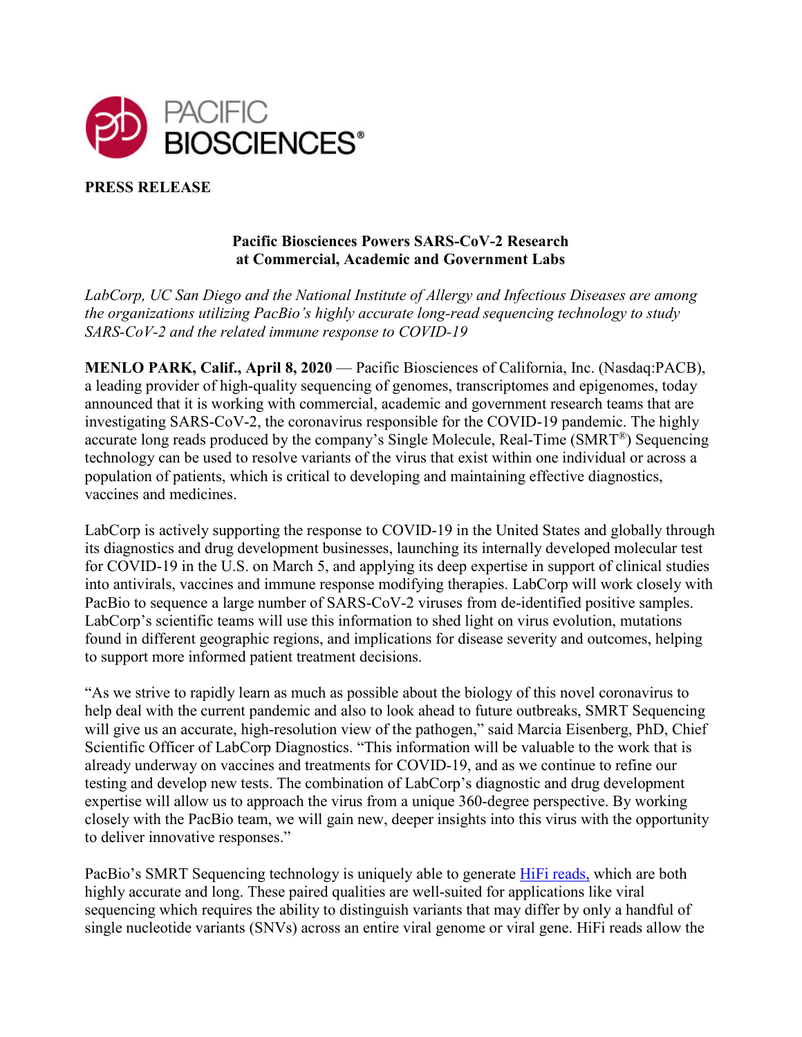PACIFIC BIOSCIENCES®

**PRESS RELEASE**

## Pacific Biosciences Powers SARS-CoV-2 Research at Commercial, Academic and Government Labs

*LabCorp, UC San Diego and the National Institute of Allergy and Infectious Diseases are among the organizations utilizing PacBio's highly accurate long-read sequencing technology to study SARS-CoV-2 and the related immune response to COVID-19*

**MENLO PARK, Calif., April 8, 2020** — Pacific Biosciences of California, Inc. (Nasdaq:PACB), a leading provider of high-quality sequencing of genomes, transcriptomes and epigenomes, today announced that it is working with commercial, academic and government research teams that are investigating SARS-CoV-2, the coronavirus responsible for the COVID-19 pandemic. The highly accurate long reads produced by the company's Single Molecule, Real-Time (SMRT®) Sequencing technology can be used to resolve variants of the virus that exist within one individual or across a population of patients, which is critical to developing and maintaining effective diagnostics, vaccines and medicines.

LabCorp is actively supporting the response to COVID-19 in the United States and globally through its diagnostics and drug development businesses, launching its internally developed molecular test for COVID-19 in the U.S. on March 5, and applying its deep expertise in support of clinical studies into antivirals, vaccines and immune response modifying therapies. LabCorp will work closely with PacBio to sequence a large number of SARS-CoV-2 viruses from de-identified positive samples. LabCorp's scientific teams will use this information to shed light on virus evolution, mutations found in different geographic regions, and implications for disease severity and outcomes, helping to support more informed patient treatment decisions.

"As we strive to rapidly learn as much as possible about the biology of this novel coronavirus to help deal with the current pandemic and also to look ahead to future outbreaks, SMRT Sequencing will give us an accurate, high-resolution view of the pathogen," said Marcia Eisenberg, PhD, Chief Scientific Officer of LabCorp Diagnostics. "This information will be valuable to the work that is already underway on vaccines and treatments for COVID-19, and as we continue to refine our testing and develop new tests. The combination of LabCorp's diagnostic and drug development expertise will allow us to approach the virus from a unique 360-degree perspective. By working closely with the PacBio team, we will gain new, deeper insights into this virus with the opportunity to deliver innovative responses."

PacBio's SMRT Sequencing technology is uniquely able to generate HiFi reads, which are both highly accurate and long. These paired qualities are well-suited for applications like viral sequencing which requires the ability to distinguish variants that may differ by only a handful of single nucleotide variants (SNVs) across an entire viral genome or viral gene. HiFi reads allow the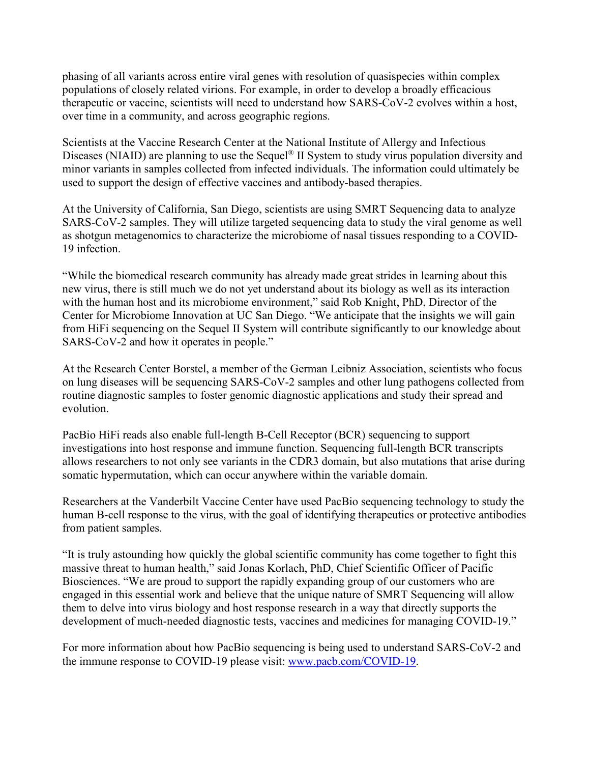phasing of all variants across entire viral genes with resolution of quasispecies within complex populations of closely related virions. For example, in order to develop a broadly efficacious therapeutic or vaccine, scientists will need to understand how SARS-CoV-2 evolves within a host, over time in a community, and across geographic regions.

Scientists at the Vaccine Research Center at the National Institute of Allergy and Infectious Diseases (NIAID) are planning to use the Sequel® II System to study virus population diversity and minor variants in samples collected from infected individuals. The information could ultimately be used to support the design of effective vaccines and antibody-based therapies.

At the University of California, San Diego, scientists are using SMRT Sequencing data to analyze SARS-CoV-2 samples. They will utilize targeted sequencing data to study the viral genome as well as shotgun metagenomics to characterize the microbiome of nasal tissues responding to a COVID-19 infection.

"While the biomedical research community has already made great strides in learning about this new virus, there is still much we do not yet understand about its biology as well as its interaction with the human host and its microbiome environment," said Rob Knight, PhD, Director of the Center for Microbiome Innovation at UC San Diego. "We anticipate that the insights we will gain from HiFi sequencing on the Sequel II System will contribute significantly to our knowledge about SARS-CoV-2 and how it operates in people."

At the Research Center Borstel, a member of the German Leibniz Association, scientists who focus on lung diseases will be sequencing SARS-CoV-2 samples and other lung pathogens collected from routine diagnostic samples to foster genomic diagnostic applications and study their spread and evolution.

PacBio HiFi reads also enable full-length B-Cell Receptor (BCR) sequencing to support investigations into host response and immune function. Sequencing full-length BCR transcripts allows researchers to not only see variants in the CDR3 domain, but also mutations that arise during somatic hypermutation, which can occur anywhere within the variable domain.

Researchers at the Vanderbilt Vaccine Center have used PacBio sequencing technology to study the human B-cell response to the virus, with the goal of identifying therapeutics or protective antibodies from patient samples.

"It is truly astounding how quickly the global scientific community has come together to fight this massive threat to human health," said Jonas Korlach, PhD, Chief Scientific Officer of Pacific Biosciences. "We are proud to support the rapidly expanding group of our customers who are engaged in this essential work and believe that the unique nature of SMRT Sequencing will allow them to delve into virus biology and host response research in a way that directly supports the development of much-needed diagnostic tests, vaccines and medicines for managing COVID-19."

For more information about how PacBio sequencing is being used to understand SARS-CoV-2 and the immune response to COVID-19 please visit: [www.pacb.com/COVID-19](http://www.pacb.com/COVID-19).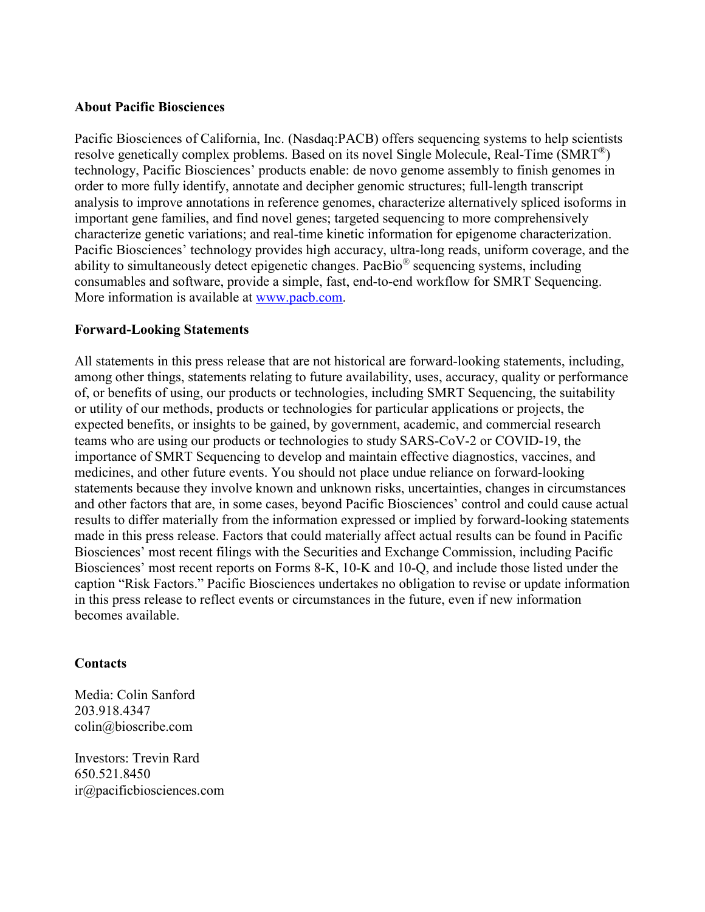**About Pacific Biosciences**

Pacific Biosciences of California, Inc. (Nasdaq:PACB) offers sequencing systems to help scientists resolve genetically complex problems. Based on its novel Single Molecule, Real-Time (SMRT®) technology, Pacific Biosciences' products enable: de novo genome assembly to finish genomes in order to more fully identify, annotate and decipher genomic structures; full-length transcript analysis to improve annotations in reference genomes, characterize alternatively spliced isoforms in important gene families, and find novel genes; targeted sequencing to more comprehensively characterize genetic variations; and real-time kinetic information for epigenome characterization. Pacific Biosciences' technology provides high accuracy, ultra-long reads, uniform coverage, and the ability to simultaneously detect epigenetic changes. PacBio® sequencing systems, including consumables and software, provide a simple, fast, end-to-end workflow for SMRT Sequencing. More information is available at www.pacb.com.

**Forward-Looking Statements**

All statements in this press release that are not historical are forward-looking statements, including, among other things, statements relating to future availability, uses, accuracy, quality or performance of, or benefits of using, our products or technologies, including SMRT Sequencing, the suitability or utility of our methods, products or technologies for particular applications or projects, the expected benefits, or insights to be gained, by government, academic, and commercial research teams who are using our products or technologies to study SARS-CoV-2 or COVID-19, the importance of SMRT Sequencing to develop and maintain effective diagnostics, vaccines, and medicines, and other future events. You should not place undue reliance on forward-looking statements because they involve known and unknown risks, uncertainties, changes in circumstances and other factors that are, in some cases, beyond Pacific Biosciences' control and could cause actual results to differ materially from the information expressed or implied by forward-looking statements made in this press release. Factors that could materially affect actual results can be found in Pacific Biosciences' most recent filings with the Securities and Exchange Commission, including Pacific Biosciences' most recent reports on Forms 8-K, 10-K and 10-Q, and include those listed under the caption "Risk Factors." Pacific Biosciences undertakes no obligation to revise or update information in this press release to reflect events or circumstances in the future, even if new information becomes available.

**Contacts**

Media: Colin Sanford
203.918.4347
colin@bioscribe.com

Investors: Trevin Rard
650.521.8450
ir@pacificbiosciences.com